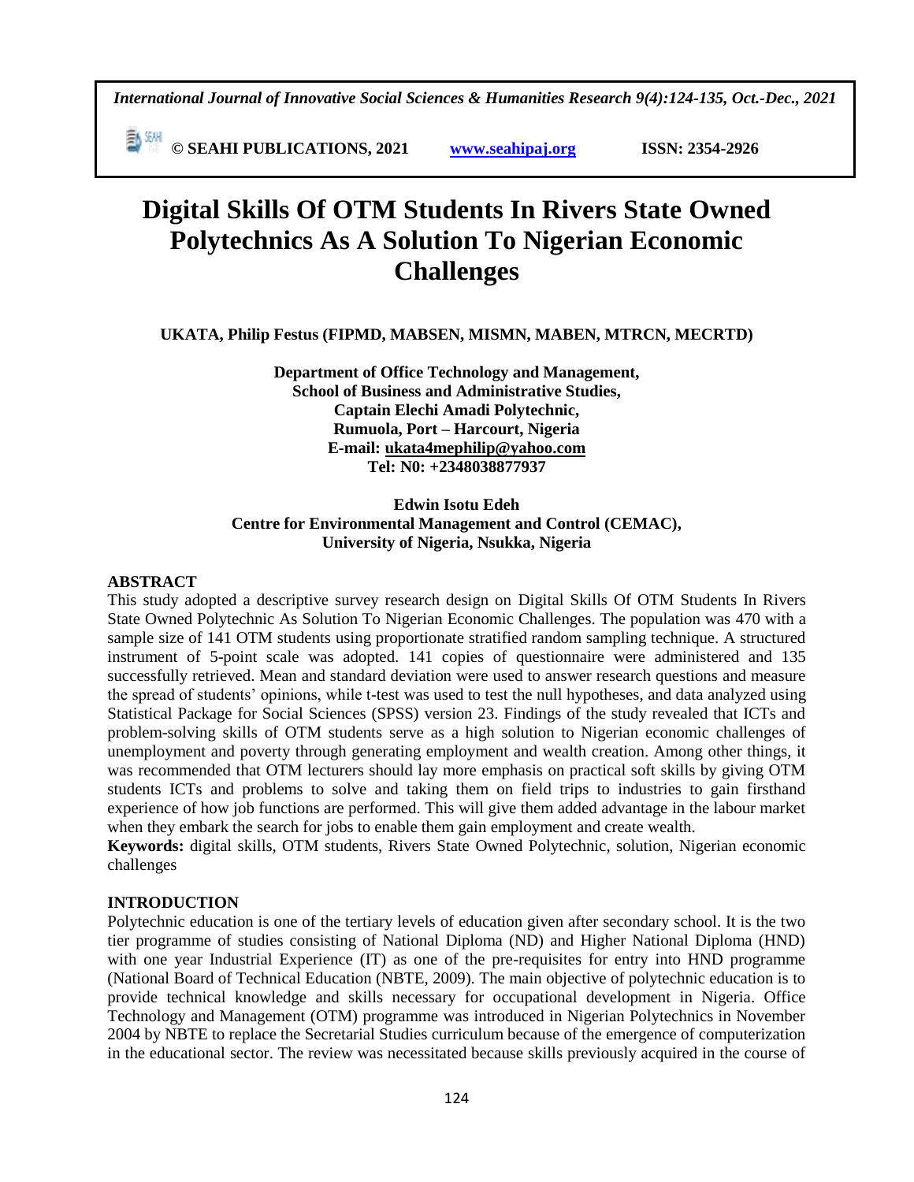# Digital Skills Of OTM Students In Rivers State Owned Polytechnics As A Solution To Nigerian Economic Challenges

**UKATA, Philip Festus (FIPMD, MABSEN, MISMN, MABEN, MTRCN, MECRTD)**

**Department of Office Technology and Management,**
**School of Business and Administrative Studies,**
**Captain Elechi Amadi Polytechnic,**
**Rumuola, Port – Harcourt, Nigeria**
**E-mail: ukata4mephilip@yahoo.com**
**Tel: N0: +2348038877937**

**Edwin Isotu Edeh**
**Centre for Environmental Management and Control (CEMAC),**
**University of Nigeria, Nsukka, Nigeria**

## ABSTRACT

This study adopted a descriptive survey research design on Digital Skills Of OTM Students In Rivers State Owned Polytechnic As Solution To Nigerian Economic Challenges. The population was 470 with a sample size of 141 OTM students using proportionate stratified random sampling technique. A structured instrument of 5-point scale was adopted. 141 copies of questionnaire were administered and 135 successfully retrieved. Mean and standard deviation were used to answer research questions and measure the spread of students' opinions, while t-test was used to test the null hypotheses, and data analyzed using Statistical Package for Social Sciences (SPSS) version 23. Findings of the study revealed that ICTs and problem-solving skills of OTM students serve as a high solution to Nigerian economic challenges of unemployment and poverty through generating employment and wealth creation. Among other things, it was recommended that OTM lecturers should lay more emphasis on practical soft skills by giving OTM students ICTs and problems to solve and taking them on field trips to industries to gain firsthand experience of how job functions are performed. This will give them added advantage in the labour market when they embark the search for jobs to enable them gain employment and create wealth.

**Keywords:** digital skills, OTM students, Rivers State Owned Polytechnic, solution, Nigerian economic challenges

## INTRODUCTION

Polytechnic education is one of the tertiary levels of education given after secondary school. It is the two tier programme of studies consisting of National Diploma (ND) and Higher National Diploma (HND) with one year Industrial Experience (IT) as one of the pre-requisites for entry into HND programme (National Board of Technical Education (NBTE, 2009). The main objective of polytechnic education is to provide technical knowledge and skills necessary for occupational development in Nigeria. Office Technology and Management (OTM) programme was introduced in Nigerian Polytechnics in November 2004 by NBTE to replace the Secretarial Studies curriculum because of the emergence of computerization in the educational sector. The review was necessitated because skills previously acquired in the course of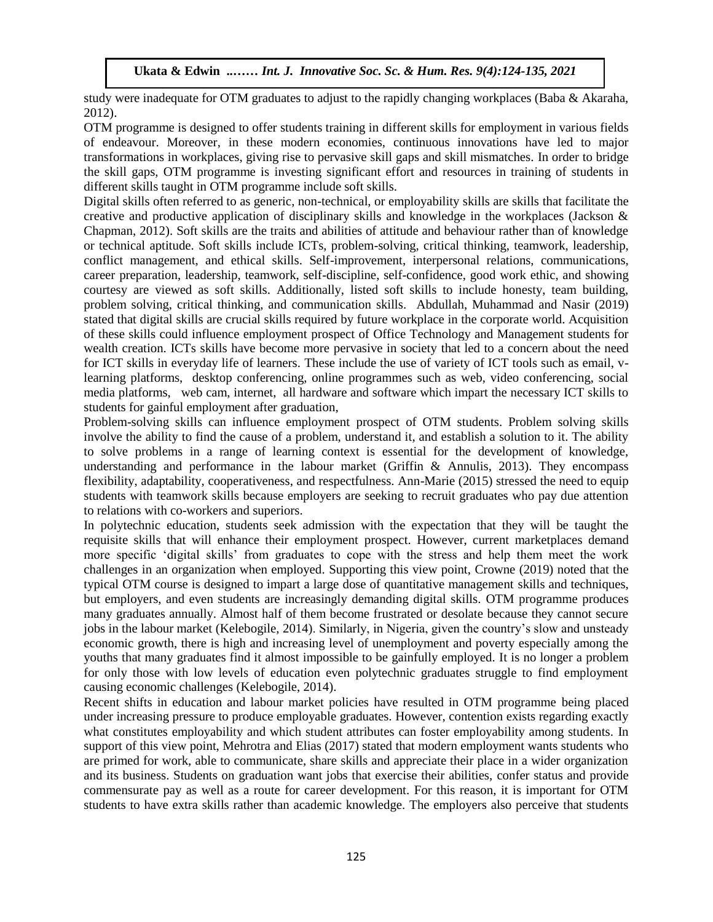study were inadequate for OTM graduates to adjust to the rapidly changing workplaces (Baba & Akaraha, 2012).

OTM programme is designed to offer students training in different skills for employment in various fields of endeavour. Moreover, in these modern economies, continuous innovations have led to major transformations in workplaces, giving rise to pervasive skill gaps and skill mismatches. In order to bridge the skill gaps, OTM programme is investing significant effort and resources in training of students in different skills taught in OTM programme include soft skills.

Digital skills often referred to as generic, non-technical, or employability skills are skills that facilitate the creative and productive application of disciplinary skills and knowledge in the workplaces (Jackson & Chapman, 2012). Soft skills are the traits and abilities of attitude and behaviour rather than of knowledge or technical aptitude. Soft skills include ICTs, problem-solving, critical thinking, teamwork, leadership, conflict management, and ethical skills. Self-improvement, interpersonal relations, communications, career preparation, leadership, teamwork, self-discipline, self-confidence, good work ethic, and showing courtesy are viewed as soft skills. Additionally, listed soft skills to include honesty, team building, problem solving, critical thinking, and communication skills. Abdullah, Muhammad and Nasir (2019) stated that digital skills are crucial skills required by future workplace in the corporate world. Acquisition of these skills could influence employment prospect of Office Technology and Management students for wealth creation. ICTs skills have become more pervasive in society that led to a concern about the need for ICT skills in everyday life of learners. These include the use of variety of ICT tools such as email, v-learning platforms, desktop conferencing, online programmes such as web, video conferencing, social media platforms, web cam, internet, all hardware and software which impart the necessary ICT skills to students for gainful employment after graduation,

Problem-solving skills can influence employment prospect of OTM students. Problem solving skills involve the ability to find the cause of a problem, understand it, and establish a solution to it. The ability to solve problems in a range of learning context is essential for the development of knowledge, understanding and performance in the labour market (Griffin & Annulis, 2013). They encompass flexibility, adaptability, cooperativeness, and respectfulness. Ann-Marie (2015) stressed the need to equip students with teamwork skills because employers are seeking to recruit graduates who pay due attention to relations with co-workers and superiors.

In polytechnic education, students seek admission with the expectation that they will be taught the requisite skills that will enhance their employment prospect. However, current marketplaces demand more specific 'digital skills' from graduates to cope with the stress and help them meet the work challenges in an organization when employed. Supporting this view point, Crowne (2019) noted that the typical OTM course is designed to impart a large dose of quantitative management skills and techniques, but employers, and even students are increasingly demanding digital skills. OTM programme produces many graduates annually. Almost half of them become frustrated or desolate because they cannot secure jobs in the labour market (Kelebogile, 2014). Similarly, in Nigeria, given the country's slow and unsteady economic growth, there is high and increasing level of unemployment and poverty especially among the youths that many graduates find it almost impossible to be gainfully employed. It is no longer a problem for only those with low levels of education even polytechnic graduates struggle to find employment causing economic challenges (Kelebogile, 2014).

Recent shifts in education and labour market policies have resulted in OTM programme being placed under increasing pressure to produce employable graduates. However, contention exists regarding exactly what constitutes employability and which student attributes can foster employability among students. In support of this view point, Mehrotra and Elias (2017) stated that modern employment wants students who are primed for work, able to communicate, share skills and appreciate their place in a wider organization and its business. Students on graduation want jobs that exercise their abilities, confer status and provide commensurate pay as well as a route for career development. For this reason, it is important for OTM students to have extra skills rather than academic knowledge. The employers also perceive that students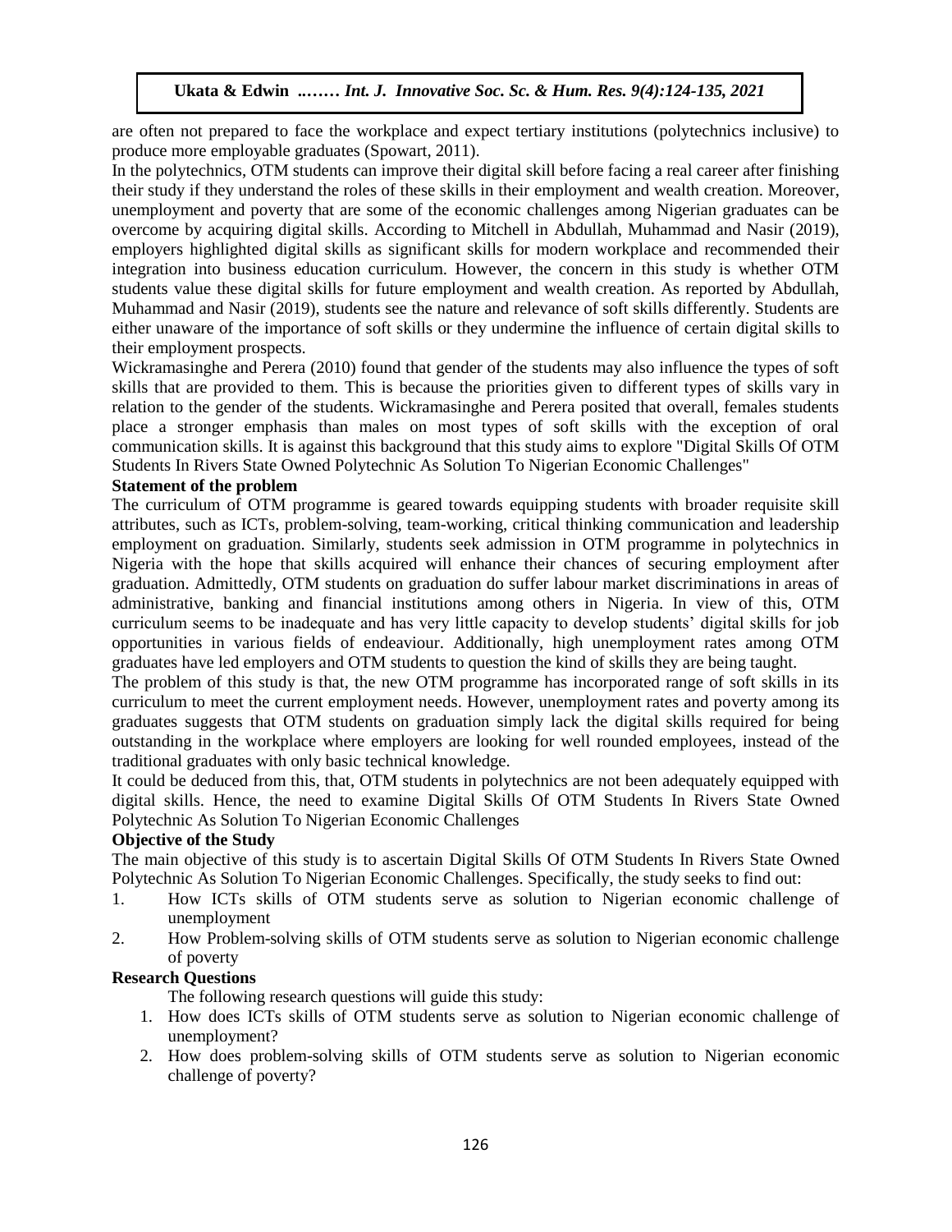are often not prepared to face the workplace and expect tertiary institutions (polytechnics inclusive) to produce more employable graduates (Spowart, 2011).

In the polytechnics, OTM students can improve their digital skill before facing a real career after finishing their study if they understand the roles of these skills in their employment and wealth creation. Moreover, unemployment and poverty that are some of the economic challenges among Nigerian graduates can be overcome by acquiring digital skills. According to Mitchell in Abdullah, Muhammad and Nasir (2019), employers highlighted digital skills as significant skills for modern workplace and recommended their integration into business education curriculum. However, the concern in this study is whether OTM students value these digital skills for future employment and wealth creation. As reported by Abdullah, Muhammad and Nasir (2019), students see the nature and relevance of soft skills differently. Students are either unaware of the importance of soft skills or they undermine the influence of certain digital skills to their employment prospects.

Wickramasinghe and Perera (2010) found that gender of the students may also influence the types of soft skills that are provided to them. This is because the priorities given to different types of skills vary in relation to the gender of the students. Wickramasinghe and Perera posited that overall, females students place a stronger emphasis than males on most types of soft skills with the exception of oral communication skills. It is against this background that this study aims to explore "Digital Skills Of OTM Students In Rivers State Owned Polytechnic As Solution To Nigerian Economic Challenges"

## Statement of the problem

The curriculum of OTM programme is geared towards equipping students with broader requisite skill attributes, such as ICTs, problem-solving, team-working, critical thinking communication and leadership employment on graduation. Similarly, students seek admission in OTM programme in polytechnics in Nigeria with the hope that skills acquired will enhance their chances of securing employment after graduation. Admittedly, OTM students on graduation do suffer labour market discriminations in areas of administrative, banking and financial institutions among others in Nigeria. In view of this, OTM curriculum seems to be inadequate and has very little capacity to develop students' digital skills for job opportunities in various fields of endeaviour. Additionally, high unemployment rates among OTM graduates have led employers and OTM students to question the kind of skills they are being taught.

The problem of this study is that, the new OTM programme has incorporated range of soft skills in its curriculum to meet the current employment needs. However, unemployment rates and poverty among its graduates suggests that OTM students on graduation simply lack the digital skills required for being outstanding in the workplace where employers are looking for well rounded employees, instead of the traditional graduates with only basic technical knowledge.

It could be deduced from this, that, OTM students in polytechnics are not been adequately equipped with digital skills. Hence, the need to examine Digital Skills Of OTM Students In Rivers State Owned Polytechnic As Solution To Nigerian Economic Challenges

## Objective of the Study

The main objective of this study is to ascertain Digital Skills Of OTM Students In Rivers State Owned Polytechnic As Solution To Nigerian Economic Challenges. Specifically, the study seeks to find out:

1. How ICTs skills of OTM students serve as solution to Nigerian economic challenge of unemployment
2. How Problem-solving skills of OTM students serve as solution to Nigerian economic challenge of poverty

## Research Questions

The following research questions will guide this study:

1. How does ICTs skills of OTM students serve as solution to Nigerian economic challenge of unemployment?
2. How does problem-solving skills of OTM students serve as solution to Nigerian economic challenge of poverty?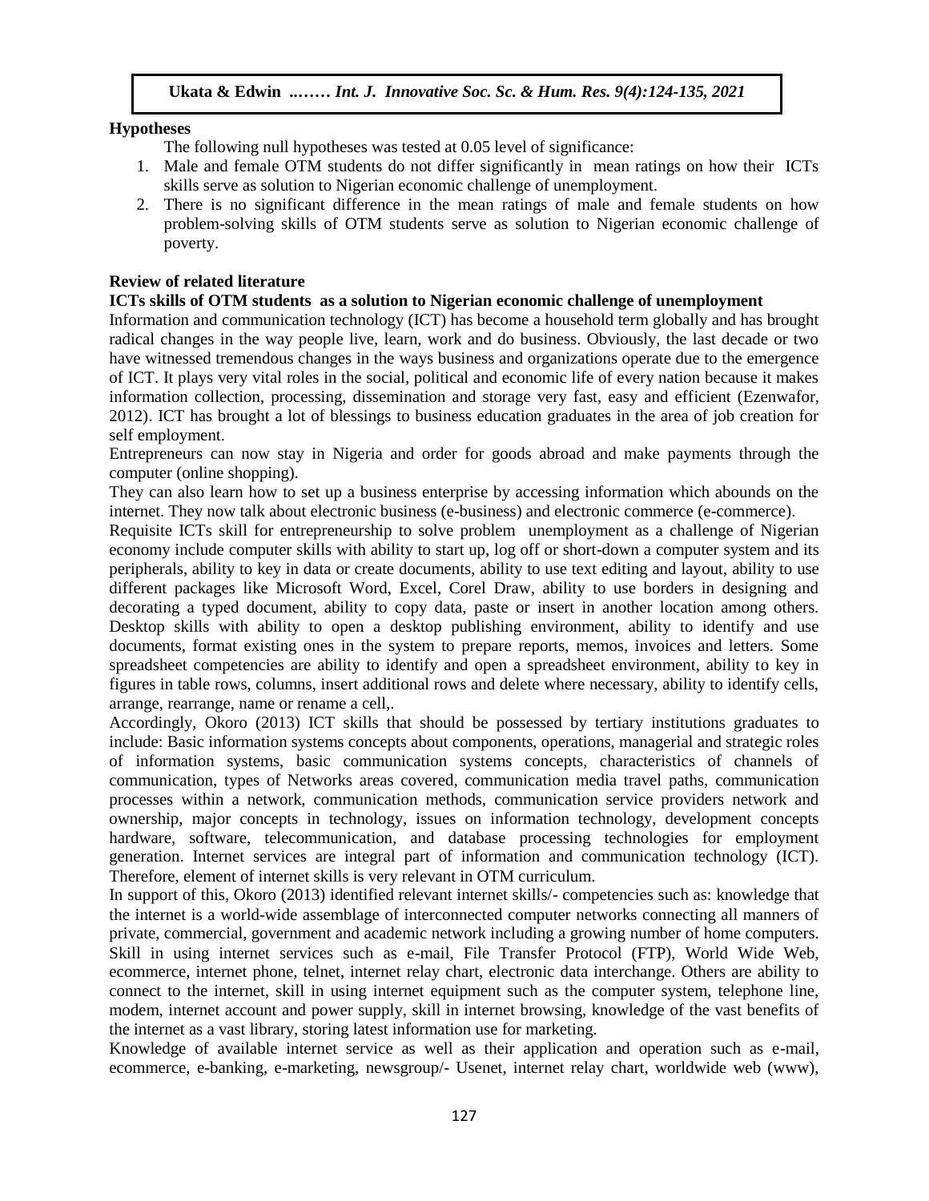## Hypotheses

The following null hypotheses was tested at 0.05 level of significance:

1. Male and female OTM students do not differ significantly in mean ratings on how their ICTs skills serve as solution to Nigerian economic challenge of unemployment.
2. There is no significant difference in the mean ratings of male and female students on how problem-solving skills of OTM students serve as solution to Nigerian economic challenge of poverty.

## Review of related literature

### ICTs skills of OTM students as a solution to Nigerian economic challenge of unemployment

Information and communication technology (ICT) has become a household term globally and has brought radical changes in the way people live, learn, work and do business. Obviously, the last decade or two have witnessed tremendous changes in the ways business and organizations operate due to the emergence of ICT. It plays very vital roles in the social, political and economic life of every nation because it makes information collection, processing, dissemination and storage very fast, easy and efficient (Ezenwafor, 2012). ICT has brought a lot of blessings to business education graduates in the area of job creation for self employment.

Entrepreneurs can now stay in Nigeria and order for goods abroad and make payments through the computer (online shopping).

They can also learn how to set up a business enterprise by accessing information which abounds on the internet. They now talk about electronic business (e-business) and electronic commerce (e-commerce).

Requisite ICTs skill for entrepreneurship to solve problem unemployment as a challenge of Nigerian economy include computer skills with ability to start up, log off or short-down a computer system and its peripherals, ability to key in data or create documents, ability to use text editing and layout, ability to use different packages like Microsoft Word, Excel, Corel Draw, ability to use borders in designing and decorating a typed document, ability to copy data, paste or insert in another location among others. Desktop skills with ability to open a desktop publishing environment, ability to identify and use documents, format existing ones in the system to prepare reports, memos, invoices and letters. Some spreadsheet competencies are ability to identify and open a spreadsheet environment, ability to key in figures in table rows, columns, insert additional rows and delete where necessary, ability to identify cells, arrange, rearrange, name or rename a cell,.

Accordingly, Okoro (2013) ICT skills that should be possessed by tertiary institutions graduates to include: Basic information systems concepts about components, operations, managerial and strategic roles of information systems, basic communication systems concepts, characteristics of channels of communication, types of Networks areas covered, communication media travel paths, communication processes within a network, communication methods, communication service providers network and ownership, major concepts in technology, issues on information technology, development concepts hardware, software, telecommunication, and database processing technologies for employment generation. Internet services are integral part of information and communication technology (ICT). Therefore, element of internet skills is very relevant in OTM curriculum.

In support of this, Okoro (2013) identified relevant internet skills/- competencies such as: knowledge that the internet is a world-wide assemblage of interconnected computer networks connecting all manners of private, commercial, government and academic network including a growing number of home computers. Skill in using internet services such as e-mail, File Transfer Protocol (FTP), World Wide Web, ecommerce, internet phone, telnet, internet relay chart, electronic data interchange. Others are ability to connect to the internet, skill in using internet equipment such as the computer system, telephone line, modem, internet account and power supply, skill in internet browsing, knowledge of the vast benefits of the internet as a vast library, storing latest information use for marketing.

Knowledge of available internet service as well as their application and operation such as e-mail, ecommerce, e-banking, e-marketing, newsgroup/- Usenet, internet relay chart, worldwide web (www),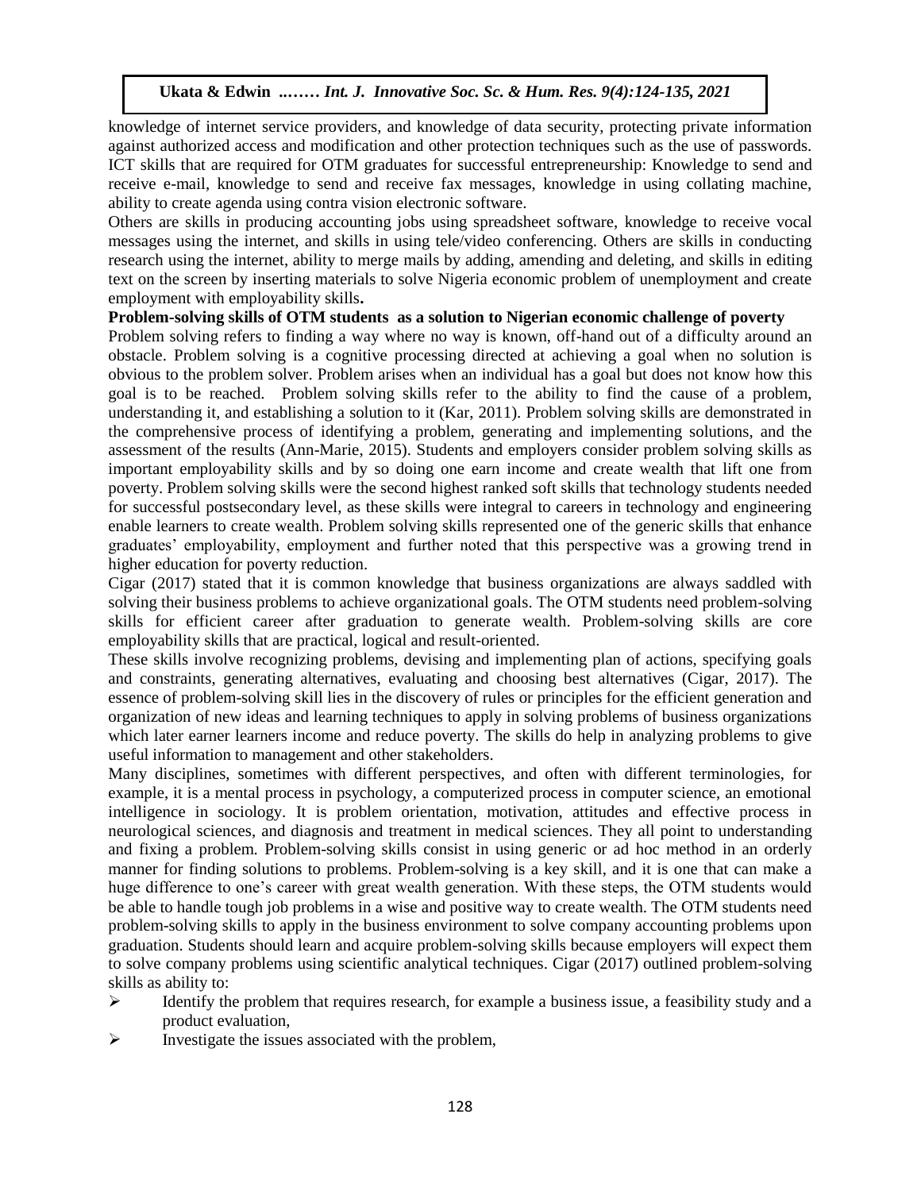knowledge of internet service providers, and knowledge of data security, protecting private information against authorized access and modification and other protection techniques such as the use of passwords. ICT skills that are required for OTM graduates for successful entrepreneurship: Knowledge to send and receive e-mail, knowledge to send and receive fax messages, knowledge in using collating machine, ability to create agenda using contra vision electronic software.

Others are skills in producing accounting jobs using spreadsheet software, knowledge to receive vocal messages using the internet, and skills in using tele/video conferencing. Others are skills in conducting research using the internet, ability to merge mails by adding, amending and deleting, and skills in editing text on the screen by inserting materials to solve Nigeria economic problem of unemployment and create employment with employability skills**.**

**Problem-solving skills of OTM students as a solution to Nigerian economic challenge of poverty**

Problem solving refers to finding a way where no way is known, off-hand out of a difficulty around an obstacle. Problem solving is a cognitive processing directed at achieving a goal when no solution is obvious to the problem solver. Problem arises when an individual has a goal but does not know how this goal is to be reached. Problem solving skills refer to the ability to find the cause of a problem, understanding it, and establishing a solution to it (Kar, 2011). Problem solving skills are demonstrated in the comprehensive process of identifying a problem, generating and implementing solutions, and the assessment of the results (Ann-Marie, 2015). Students and employers consider problem solving skills as important employability skills and by so doing one earn income and create wealth that lift one from poverty. Problem solving skills were the second highest ranked soft skills that technology students needed for successful postsecondary level, as these skills were integral to careers in technology and engineering enable learners to create wealth. Problem solving skills represented one of the generic skills that enhance graduates' employability, employment and further noted that this perspective was a growing trend in higher education for poverty reduction.

Cigar (2017) stated that it is common knowledge that business organizations are always saddled with solving their business problems to achieve organizational goals. The OTM students need problem-solving skills for efficient career after graduation to generate wealth. Problem-solving skills are core employability skills that are practical, logical and result-oriented.

These skills involve recognizing problems, devising and implementing plan of actions, specifying goals and constraints, generating alternatives, evaluating and choosing best alternatives (Cigar, 2017). The essence of problem-solving skill lies in the discovery of rules or principles for the efficient generation and organization of new ideas and learning techniques to apply in solving problems of business organizations which later earner learners income and reduce poverty. The skills do help in analyzing problems to give useful information to management and other stakeholders.

Many disciplines, sometimes with different perspectives, and often with different terminologies, for example, it is a mental process in psychology, a computerized process in computer science, an emotional intelligence in sociology. It is problem orientation, motivation, attitudes and effective process in neurological sciences, and diagnosis and treatment in medical sciences. They all point to understanding and fixing a problem. Problem-solving skills consist in using generic or ad hoc method in an orderly manner for finding solutions to problems. Problem-solving is a key skill, and it is one that can make a huge difference to one's career with great wealth generation. With these steps, the OTM students would be able to handle tough job problems in a wise and positive way to create wealth. The OTM students need problem-solving skills to apply in the business environment to solve company accounting problems upon graduation. Students should learn and acquire problem-solving skills because employers will expect them to solve company problems using scientific analytical techniques. Cigar (2017) outlined problem-solving skills as ability to:

- Identify the problem that requires research, for example a business issue, a feasibility study and a product evaluation,
- Investigate the issues associated with the problem,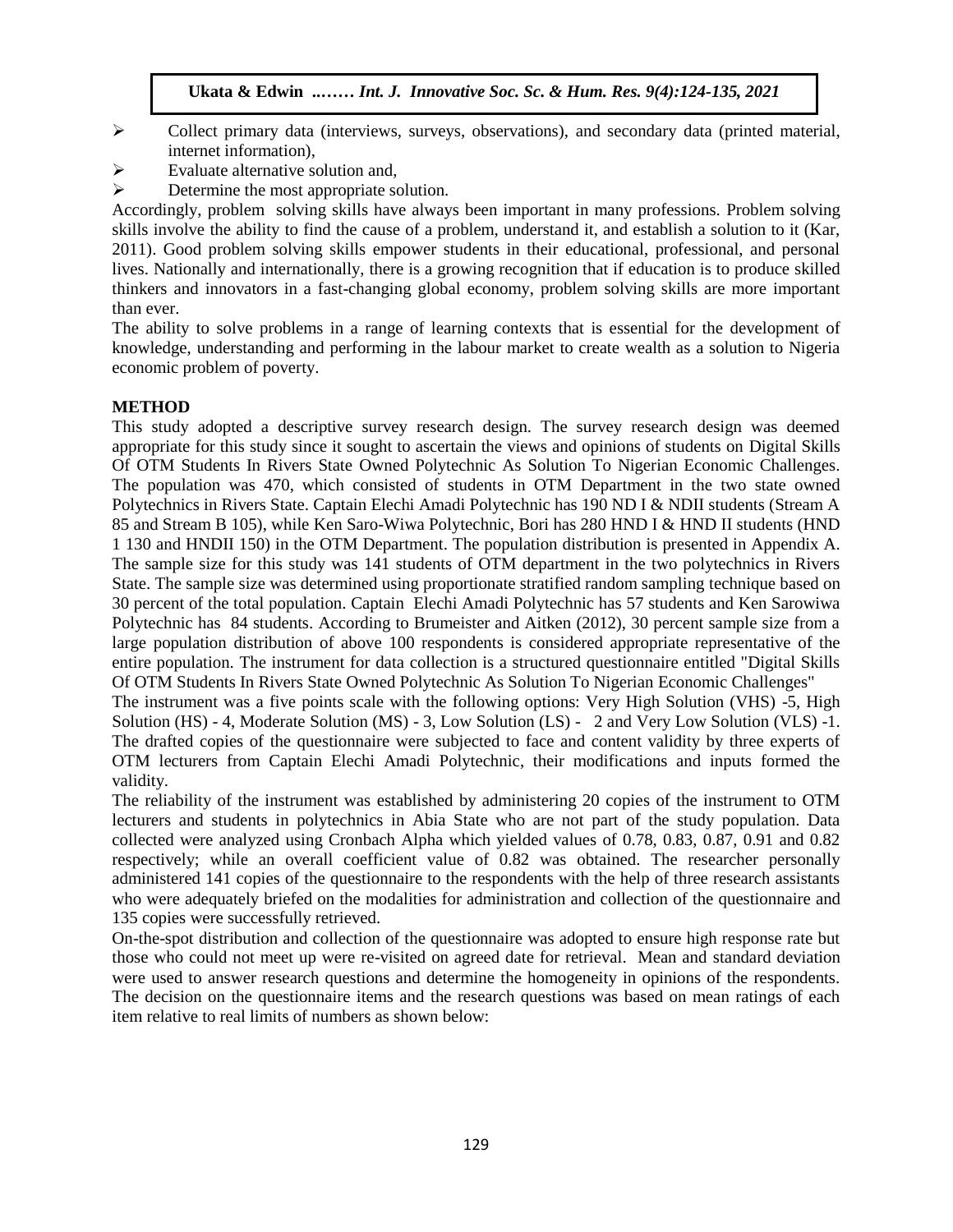- Collect primary data (interviews, surveys, observations), and secondary data (printed material, internet information),
- Evaluate alternative solution and,
- Determine the most appropriate solution.

Accordingly, problem solving skills have always been important in many professions. Problem solving skills involve the ability to find the cause of a problem, understand it, and establish a solution to it (Kar, 2011). Good problem solving skills empower students in their educational, professional, and personal lives. Nationally and internationally, there is a growing recognition that if education is to produce skilled thinkers and innovators in a fast-changing global economy, problem solving skills are more important than ever.

The ability to solve problems in a range of learning contexts that is essential for the development of knowledge, understanding and performing in the labour market to create wealth as a solution to Nigeria economic problem of poverty.

## METHOD

This study adopted a descriptive survey research design. The survey research design was deemed appropriate for this study since it sought to ascertain the views and opinions of students on Digital Skills Of OTM Students In Rivers State Owned Polytechnic As Solution To Nigerian Economic Challenges. The population was 470, which consisted of students in OTM Department in the two state owned Polytechnics in Rivers State. Captain Elechi Amadi Polytechnic has 190 ND I & NDII students (Stream A 85 and Stream B 105), while Ken Saro-Wiwa Polytechnic, Bori has 280 HND I & HND II students (HND 1 130 and HNDII 150) in the OTM Department. The population distribution is presented in Appendix A. The sample size for this study was 141 students of OTM department in the two polytechnics in Rivers State. The sample size was determined using proportionate stratified random sampling technique based on 30 percent of the total population. Captain Elechi Amadi Polytechnic has 57 students and Ken Sarowiwa Polytechnic has 84 students. According to Brumeister and Aitken (2012), 30 percent sample size from a large population distribution of above 100 respondents is considered appropriate representative of the entire population. The instrument for data collection is a structured questionnaire entitled "Digital Skills Of OTM Students In Rivers State Owned Polytechnic As Solution To Nigerian Economic Challenges"

The instrument was a five points scale with the following options: Very High Solution (VHS) -5, High Solution (HS) - 4, Moderate Solution (MS) - 3, Low Solution (LS) - 2 and Very Low Solution (VLS) -1. The drafted copies of the questionnaire were subjected to face and content validity by three experts of OTM lecturers from Captain Elechi Amadi Polytechnic, their modifications and inputs formed the validity.

The reliability of the instrument was established by administering 20 copies of the instrument to OTM lecturers and students in polytechnics in Abia State who are not part of the study population. Data collected were analyzed using Cronbach Alpha which yielded values of 0.78, 0.83, 0.87, 0.91 and 0.82 respectively; while an overall coefficient value of 0.82 was obtained. The researcher personally administered 141 copies of the questionnaire to the respondents with the help of three research assistants who were adequately briefed on the modalities for administration and collection of the questionnaire and 135 copies were successfully retrieved.

On-the-spot distribution and collection of the questionnaire was adopted to ensure high response rate but those who could not meet up were re-visited on agreed date for retrieval. Mean and standard deviation were used to answer research questions and determine the homogeneity in opinions of the respondents. The decision on the questionnaire items and the research questions was based on mean ratings of each item relative to real limits of numbers as shown below: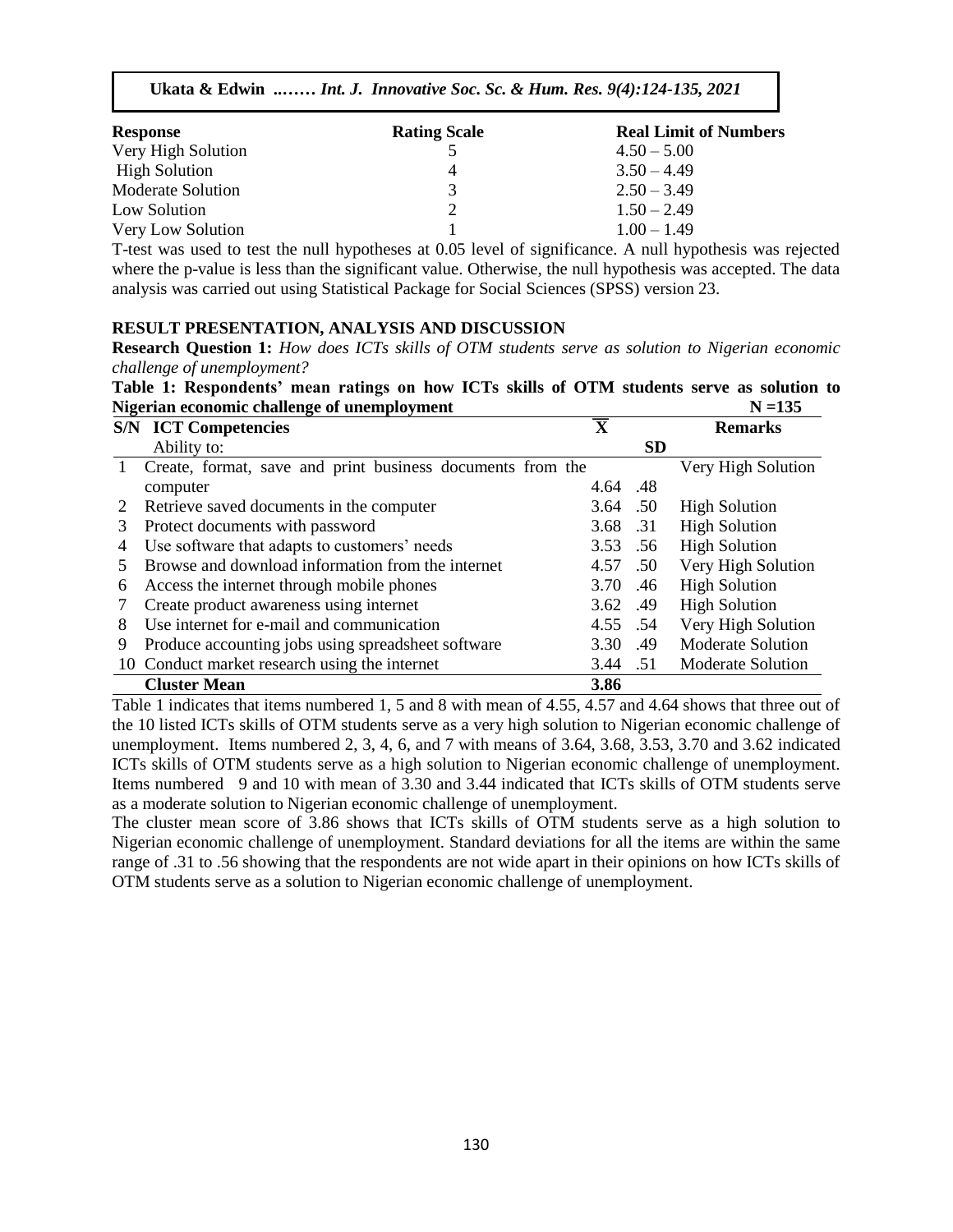| Response | Rating Scale | Real Limit of Numbers |
|---|---|---|
| Very High Solution | 5 | 4.50 – 5.00 |
| High Solution | 4 | 3.50 – 4.49 |
| Moderate Solution | 3 | 2.50 – 3.49 |
| Low Solution | 2 | 1.50 – 2.49 |
| Very Low Solution | 1 | 1.00 – 1.49 |

T-test was used to test the null hypotheses at 0.05 level of significance. A null hypothesis was rejected where the p-value is less than the significant value. Otherwise, the null hypothesis was accepted. The data analysis was carried out using Statistical Package for Social Sciences (SPSS) version 23.

## RESULT PRESENTATION, ANALYSIS AND DISCUSSION

**Research Question 1:** *How does ICTs skills of OTM students serve as solution to Nigerian economic challenge of unemployment?*

**Table 1: Respondents' mean ratings on how ICTs skills of OTM students serve as solution to Nigerian economic challenge of unemployment** **N =135**

| S/N | ICT Competencies<br>Ability to: | $\overline{X}$ | SD | Remarks |
|---|---|---|---|---|
| 1 | Create, format, save and print business documents from the computer | 4.64 | .48 | Very High Solution |
| 2 | Retrieve saved documents in the computer | 3.64 | .50 | High Solution |
| 3 | Protect documents with password | 3.68 | .31 | High Solution |
| 4 | Use software that adapts to customers' needs | 3.53 | .56 | High Solution |
| 5 | Browse and download information from the internet | 4.57 | .50 | Very High Solution |
| 6 | Access the internet through mobile phones | 3.70 | .46 | High Solution |
| 7 | Create product awareness using internet | 3.62 | .49 | High Solution |
| 8 | Use internet for e-mail and communication | 4.55 | .54 | Very High Solution |
| 9 | Produce accounting jobs using spreadsheet software | 3.30 | .49 | Moderate Solution |
| 10 | Conduct market research using the internet | 3.44 | .51 | Moderate Solution |
| | **Cluster Mean** | **3.86** | | |

Table 1 indicates that items numbered 1, 5 and 8 with mean of 4.55, 4.57 and 4.64 shows that three out of the 10 listed ICTs skills of OTM students serve as a very high solution to Nigerian economic challenge of unemployment. Items numbered 2, 3, 4, 6, and 7 with means of 3.64, 3.68, 3.53, 3.70 and 3.62 indicated ICTs skills of OTM students serve as a high solution to Nigerian economic challenge of unemployment. Items numbered 9 and 10 with mean of 3.30 and 3.44 indicated that ICTs skills of OTM students serve as a moderate solution to Nigerian economic challenge of unemployment.

The cluster mean score of 3.86 shows that ICTs skills of OTM students serve as a high solution to Nigerian economic challenge of unemployment. Standard deviations for all the items are within the same range of .31 to .56 showing that the respondents are not wide apart in their opinions on how ICTs skills of OTM students serve as a solution to Nigerian economic challenge of unemployment.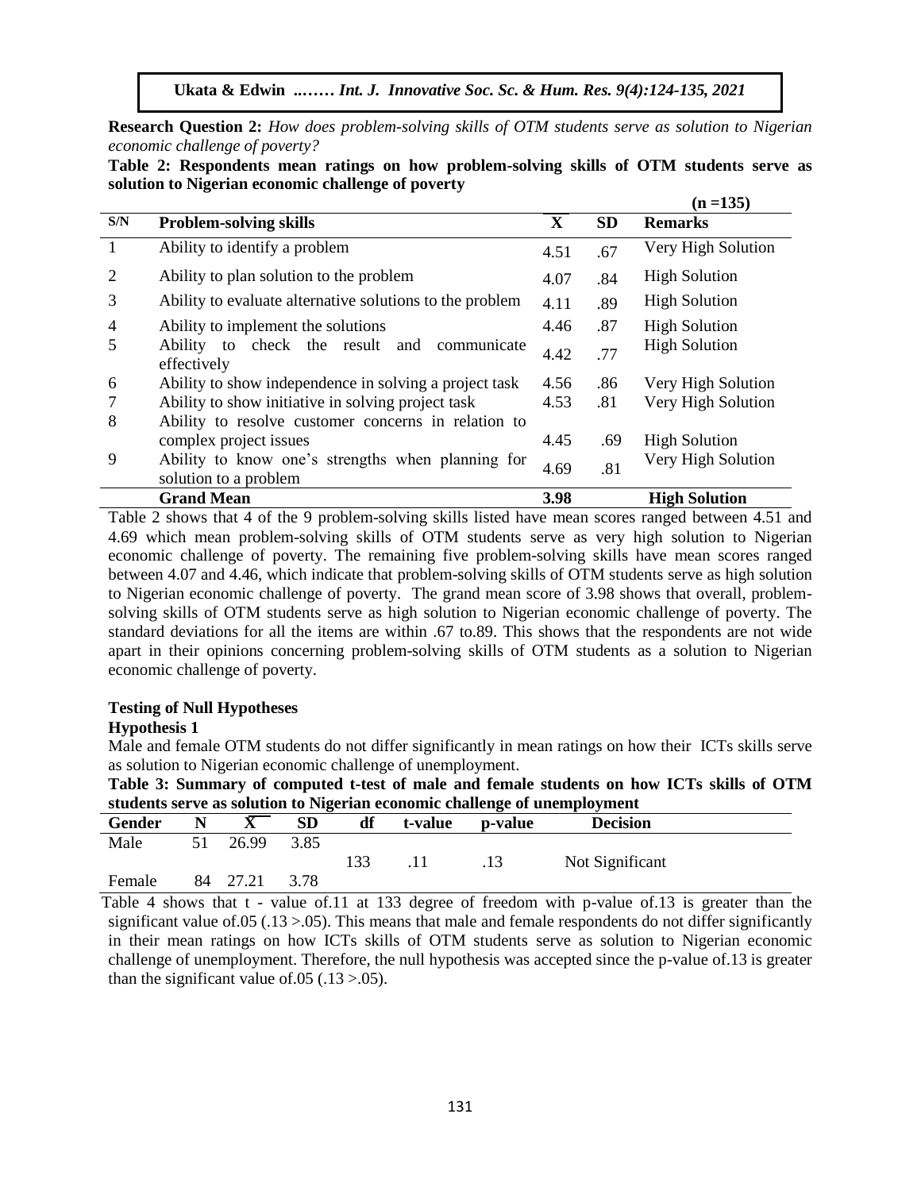**Research Question 2:** *How does problem-solving skills of OTM students serve as solution to Nigerian economic challenge of poverty?*

**Table 2: Respondents mean ratings on how problem-solving skills of OTM students serve as solution to Nigerian economic challenge of poverty**

**(n =135)**

| S/N | Problem-solving skills | $\bar{X}$ | SD | Remarks |
|---|---|---|---|---|
| 1 | Ability to identify a problem | 4.51 | .67 | Very High Solution |
| 2 | Ability to plan solution to the problem | 4.07 | .84 | High Solution |
| 3 | Ability to evaluate alternative solutions to the problem | 4.11 | .89 | High Solution |
| 4 | Ability to implement the solutions | 4.46 | .87 | High Solution |
| 5 | Ability to check the result and communicate effectively | 4.42 | .77 | High Solution |
| 6 | Ability to show independence in solving a project task | 4.56 | .86 | Very High Solution |
| 7 | Ability to show initiative in solving project task | 4.53 | .81 | Very High Solution |
| 8 | Ability to resolve customer concerns in relation to complex project issues | 4.45 | .69 | High Solution |
| 9 | Ability to know one's strengths when planning for solution to a problem | 4.69 | .81 | Very High Solution |
| | **Grand Mean** | **3.98** | | **High Solution** |

Table 2 shows that 4 of the 9 problem-solving skills listed have mean scores ranged between 4.51 and 4.69 which mean problem-solving skills of OTM students serve as very high solution to Nigerian economic challenge of poverty. The remaining five problem-solving skills have mean scores ranged between 4.07 and 4.46, which indicate that problem-solving skills of OTM students serve as high solution to Nigerian economic challenge of poverty. The grand mean score of 3.98 shows that overall, problem-solving skills of OTM students serve as high solution to Nigerian economic challenge of poverty. The standard deviations for all the items are within .67 to.89. This shows that the respondents are not wide apart in their opinions concerning problem-solving skills of OTM students as a solution to Nigerian economic challenge of poverty.

### Testing of Null Hypotheses

#### Hypothesis 1

Male and female OTM students do not differ significantly in mean ratings on how their ICTs skills serve as solution to Nigerian economic challenge of unemployment.

**Table 3: Summary of computed t-test of male and female students on how ICTs skills of OTM students serve as solution to Nigerian economic challenge of unemployment**

| Gender | N | $\bar{X}$ | SD | df | t-value | p-value | Decision |
|---|---|---|---|---|---|---|---|
| Male | 51 | 26.99 | 3.85 | 133 | .11 | .13 | Not Significant |
| Female | 84 | 27.21 | 3.78 | | | | |

Table 4 shows that t - value of.11 at 133 degree of freedom with p-value of.13 is greater than the significant value of.05 (.13 >.05). This means that male and female respondents do not differ significantly in their mean ratings on how ICTs skills of OTM students serve as solution to Nigerian economic challenge of unemployment. Therefore, the null hypothesis was accepted since the p-value of.13 is greater than the significant value of.05 (.13 >.05).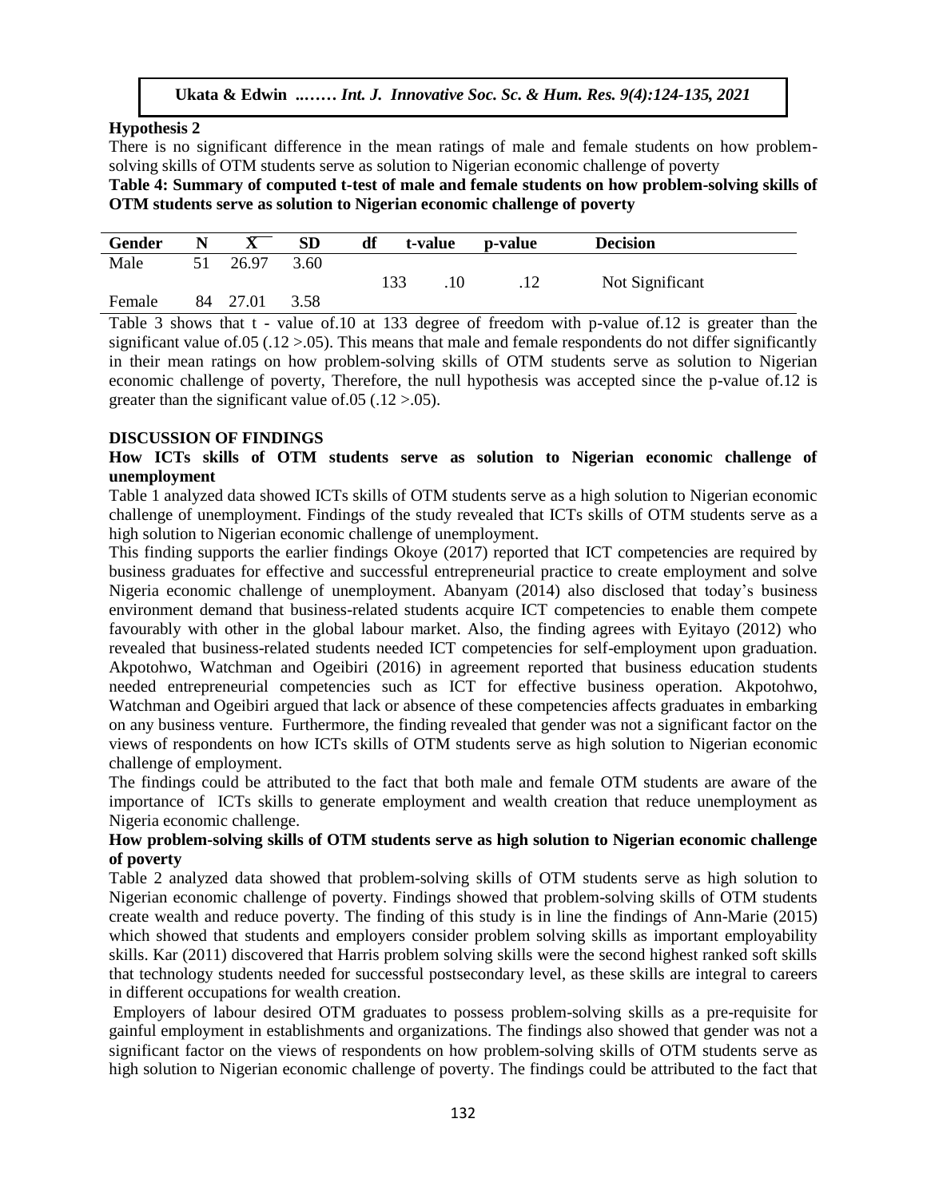**Hypothesis 2**

There is no significant difference in the mean ratings of male and female students on how problem-solving skills of OTM students serve as solution to Nigerian economic challenge of poverty

**Table 4: Summary of computed t-test of male and female students on how problem-solving skills of OTM students serve as solution to Nigerian economic challenge of poverty**

| Gender | N | $\bar{X}$ | SD | df | t-value | p-value | Decision |
|---|---|---|---|---|---|---|---|
| Male | 51 | 26.97 | 3.60 | | | | |
| | | | | 133 | .10 | .12 | Not Significant |
| Female | 84 | 27.01 | 3.58 | | | | |

Table 3 shows that t - value of.10 at 133 degree of freedom with p-value of.12 is greater than the significant value of.05 (.12 >.05). This means that male and female respondents do not differ significantly in their mean ratings on how problem-solving skills of OTM students serve as solution to Nigerian economic challenge of poverty, Therefore, the null hypothesis was accepted since the p-value of.12 is greater than the significant value of.05 (.12 >.05).

## DISCUSSION OF FINDINGS

### How ICTs skills of OTM students serve as solution to Nigerian economic challenge of unemployment

Table 1 analyzed data showed ICTs skills of OTM students serve as a high solution to Nigerian economic challenge of unemployment. Findings of the study revealed that ICTs skills of OTM students serve as a high solution to Nigerian economic challenge of unemployment.

This finding supports the earlier findings Okoye (2017) reported that ICT competencies are required by business graduates for effective and successful entrepreneurial practice to create employment and solve Nigeria economic challenge of unemployment. Abanyam (2014) also disclosed that today's business environment demand that business-related students acquire ICT competencies to enable them compete favourably with other in the global labour market. Also, the finding agrees with Eyitayo (2012) who revealed that business-related students needed ICT competencies for self-employment upon graduation. Akpotohwo, Watchman and Ogeibiri (2016) in agreement reported that business education students needed entrepreneurial competencies such as ICT for effective business operation. Akpotohwo, Watchman and Ogeibiri argued that lack or absence of these competencies affects graduates in embarking on any business venture. Furthermore, the finding revealed that gender was not a significant factor on the views of respondents on how ICTs skills of OTM students serve as high solution to Nigerian economic challenge of employment.

The findings could be attributed to the fact that both male and female OTM students are aware of the importance of ICTs skills to generate employment and wealth creation that reduce unemployment as Nigeria economic challenge.

### How problem-solving skills of OTM students serve as high solution to Nigerian economic challenge of poverty

Table 2 analyzed data showed that problem-solving skills of OTM students serve as high solution to Nigerian economic challenge of poverty. Findings showed that problem-solving skills of OTM students create wealth and reduce poverty. The finding of this study is in line the findings of Ann-Marie (2015) which showed that students and employers consider problem solving skills as important employability skills. Kar (2011) discovered that Harris problem solving skills were the second highest ranked soft skills that technology students needed for successful postsecondary level, as these skills are integral to careers in different occupations for wealth creation.

Employers of labour desired OTM graduates to possess problem-solving skills as a pre-requisite for gainful employment in establishments and organizations. The findings also showed that gender was not a significant factor on the views of respondents on how problem-solving skills of OTM students serve as high solution to Nigerian economic challenge of poverty. The findings could be attributed to the fact that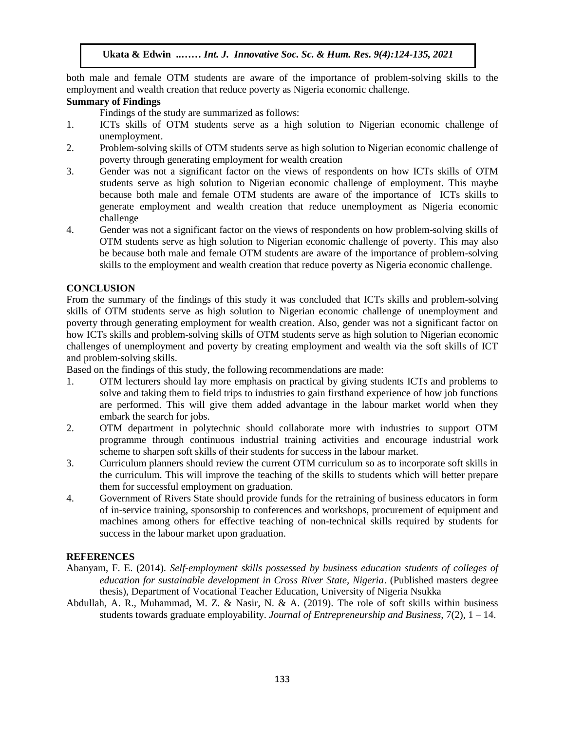both male and female OTM students are aware of the importance of problem-solving skills to the employment and wealth creation that reduce poverty as Nigeria economic challenge.

### Summary of Findings

Findings of the study are summarized as follows:

1. ICTs skills of OTM students serve as a high solution to Nigerian economic challenge of unemployment.
2. Problem-solving skills of OTM students serve as high solution to Nigerian economic challenge of poverty through generating employment for wealth creation
3. Gender was not a significant factor on the views of respondents on how ICTs skills of OTM students serve as high solution to Nigerian economic challenge of employment. This maybe because both male and female OTM students are aware of the importance of ICTs skills to generate employment and wealth creation that reduce unemployment as Nigeria economic challenge
4. Gender was not a significant factor on the views of respondents on how problem-solving skills of OTM students serve as high solution to Nigerian economic challenge of poverty. This may also be because both male and female OTM students are aware of the importance of problem-solving skills to the employment and wealth creation that reduce poverty as Nigeria economic challenge.

## CONCLUSION

From the summary of the findings of this study it was concluded that ICTs skills and problem-solving skills of OTM students serve as high solution to Nigerian economic challenge of unemployment and poverty through generating employment for wealth creation. Also, gender was not a significant factor on how ICTs skills and problem-solving skills of OTM students serve as high solution to Nigerian economic challenges of unemployment and poverty by creating employment and wealth via the soft skills of ICT and problem-solving skills.

Based on the findings of this study, the following recommendations are made:

1. OTM lecturers should lay more emphasis on practical by giving students ICTs and problems to solve and taking them to field trips to industries to gain firsthand experience of how job functions are performed. This will give them added advantage in the labour market world when they embark the search for jobs.
2. OTM department in polytechnic should collaborate more with industries to support OTM programme through continuous industrial training activities and encourage industrial work scheme to sharpen soft skills of their students for success in the labour market.
3. Curriculum planners should review the current OTM curriculum so as to incorporate soft skills in the curriculum. This will improve the teaching of the skills to students which will better prepare them for successful employment on graduation.
4. Government of Rivers State should provide funds for the retraining of business educators in form of in-service training, sponsorship to conferences and workshops, procurement of equipment and machines among others for effective teaching of non-technical skills required by students for success in the labour market upon graduation.

## REFERENCES

Abanyam, F. E. (2014). *Self-employment skills possessed by business education students of colleges of education for sustainable development in Cross River State, Nigeria*. (Published masters degree thesis), Department of Vocational Teacher Education, University of Nigeria Nsukka

Abdullah, A. R., Muhammad, M. Z. & Nasir, N. & A. (2019). The role of soft skills within business students towards graduate employability. *Journal of Entrepreneurship and Business*, 7(2), 1 – 14.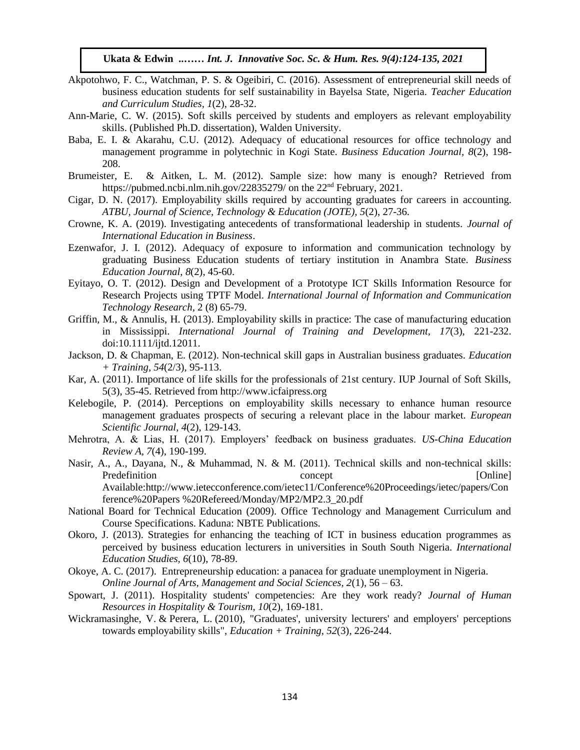Akpotohwo, F. C., Watchman, P. S. & Ogeibiri, C. (2016). Assessment of entrepreneurial skill needs of business education students for self sustainability in Bayelsa State, Nigeria. *Teacher Education and Curriculum Studies, 1*(2), 28-32.

Ann-Marie, C. W. (2015). Soft skills perceived by students and employers as relevant employability skills. (Published Ph.D. dissertation), Walden University.

Baba, E. I. & Akarahu, C.U. (2012). Adequacy of educational resources for office technology and management programme in polytechnic in Kogi State. *Business Education Journal, 8*(2), 198-208.

Brumeister, E. & Aitken, L. M. (2012). Sample size: how many is enough? Retrieved from https://pubmed.ncbi.nlm.nih.gov/22835279/ on the 22nd February, 2021.

Cigar, D. N. (2017). Employability skills required by accounting graduates for careers in accounting. *ATBU, Journal of Science, Technology & Education (JOTE), 5*(2), 27-36.

Crowne, K. A. (2019). Investigating antecedents of transformational leadership in students. *Journal of International Education in Business*.

Ezenwafor, J. I. (2012). Adequacy of exposure to information and communication technology by graduating Business Education students of tertiary institution in Anambra State. *Business Education Journal*, *8*(2), 45-60.

Eyitayo, O. T. (2012). Design and Development of a Prototype ICT Skills Information Resource for Research Projects using TPTF Model. *International Journal of Information and Communication Technology Research*, 2 (8) 65-79.

Griffin, M., & Annulis, H. (2013). Employability skills in practice: The case of manufacturing education in Mississippi. *International Journal of Training and Development*, *17*(3), 221-232. doi:10.1111/ijtd.12011.

Jackson, D. & Chapman, E. (2012). Non-technical skill gaps in Australian business graduates. *Education + Training, 54*(2/3), 95-113.

Kar, A. (2011). Importance of life skills for the professionals of 21st century. IUP Journal of Soft Skills, 5(3), 35-45. Retrieved from http://www.icfaipress.org

Kelebogile, P. (2014). Perceptions on employability skills necessary to enhance human resource management graduates prospects of securing a relevant place in the labour market. *European Scientific Journal*, *4*(2), 129-143.

Mehrotra, A. & Lias, H. (2017). Employers' feedback on business graduates. *US-China Education Review A*, *7*(4), 190-199.

Nasir, A., A., Dayana, N., & Muhammad, N. & M. (2011). Technical skills and non-technical skills: Predefinition concept [Online] Available:http://www.ietecconference.com/ietec11/Conference%20Proceedings/ietec/papers/Conference%20Papers %20Refereed/Monday/MP2/MP2.3_20.pdf

National Board for Technical Education (2009). Office Technology and Management Curriculum and Course Specifications. Kaduna: NBTE Publications.

Okoro, J. (2013). Strategies for enhancing the teaching of ICT in business education programmes as perceived by business education lecturers in universities in South South Nigeria. *International Education Studies, 6*(10), 78-89.

Okoye, A. C. (2017). Entrepreneurship education: a panacea for graduate unemployment in Nigeria. *Online Journal of Arts, Management and Social Sciences*, *2*(1), 56 – 63.

Spowart, J. (2011). Hospitality students' competencies: Are they work ready? *Journal of Human Resources in Hospitality & Tourism, 10*(2), 169-181.

Wickramasinghe, V. & Perera, L. (2010), "Graduates', university lecturers' and employers' perceptions towards employability skills", *Education + Training*, *52*(3), 226-244.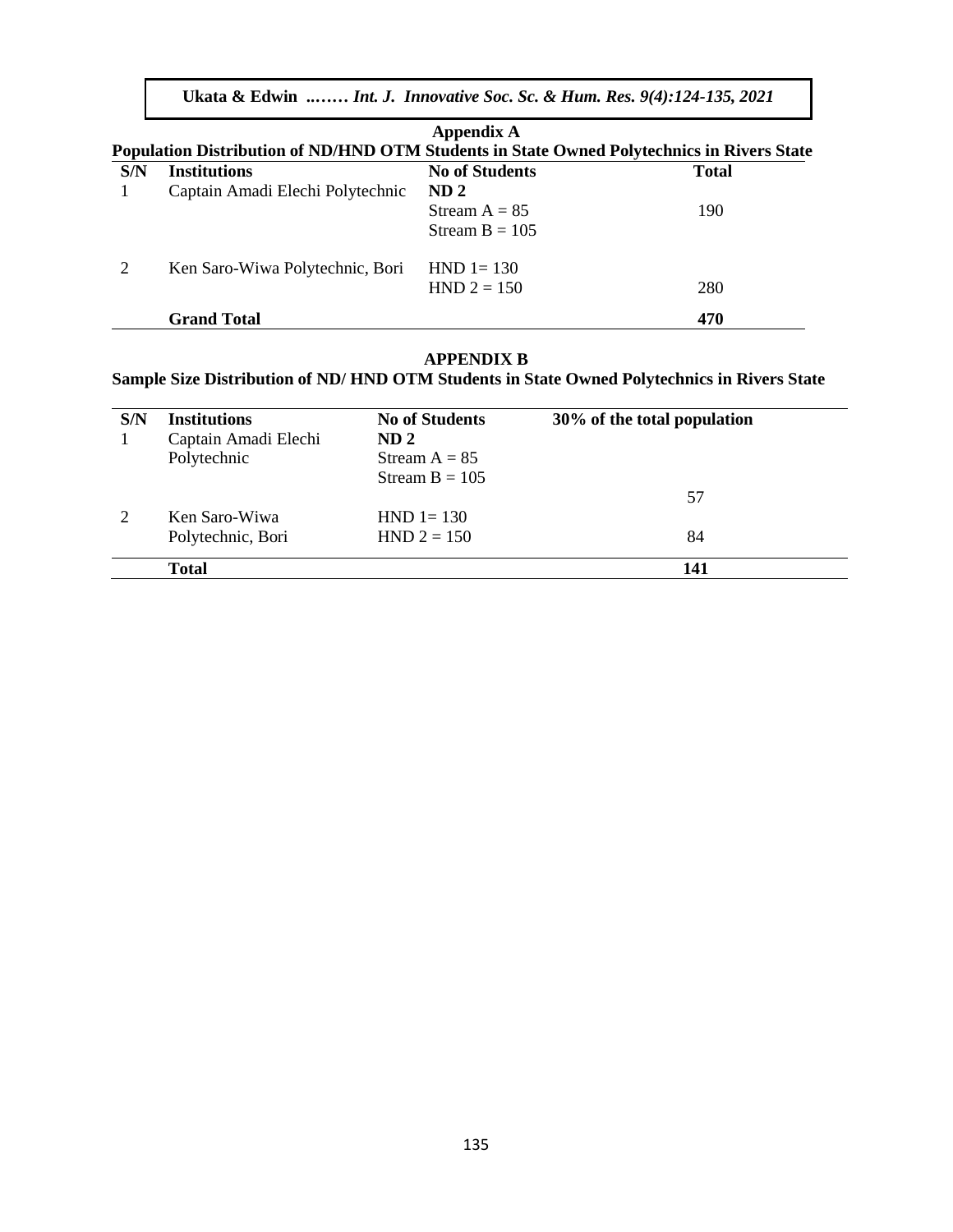## Appendix A

**Population Distribution of ND/HND OTM Students in State Owned Polytechnics in Rivers State**

| S/N | Institutions | No of Students | Total |
|---|---|---|---|
| 1 | Captain Amadi Elechi Polytechnic | **ND 2**<br>Stream A = 85<br>Stream B = 105 | 190 |
| 2 | Ken Saro-Wiwa Polytechnic, Bori | HND 1= 130<br>HND 2 = 150 | 280 |
| | **Grand Total** | | **470** |

## APPENDIX B

**Sample Size Distribution of ND/ HND OTM Students in State Owned Polytechnics in Rivers State**

| S/N | Institutions | No of Students | 30% of the total population |
|---|---|---|---|
| 1 | Captain Amadi Elechi Polytechnic | **ND 2**<br>Stream A = 85<br>Stream B = 105 | 57 |
| 2 | Ken Saro-Wiwa Polytechnic, Bori | HND 1= 130<br>HND 2 = 150 | 84 |
| | **Total** | | **141** |